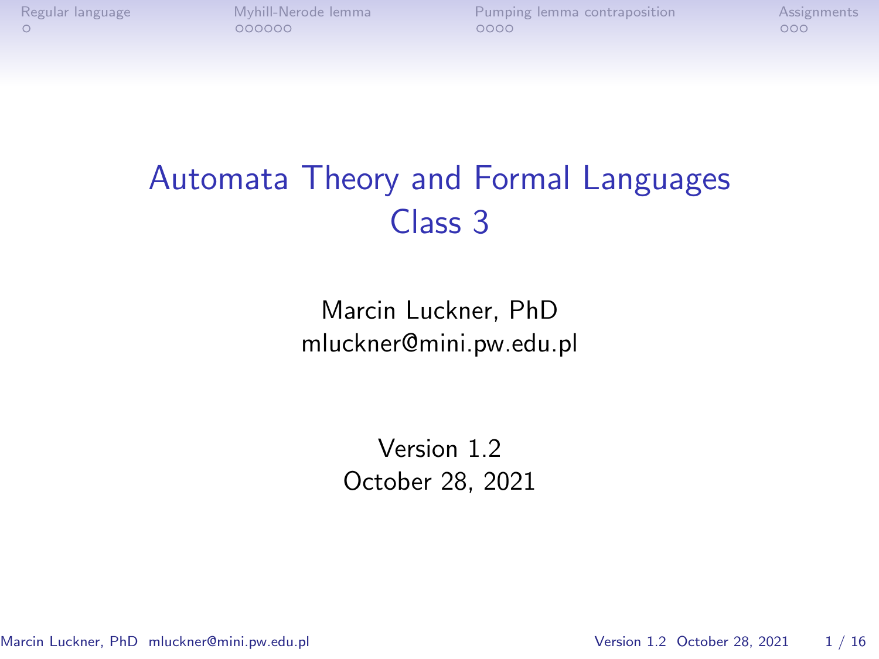# Automata Theory and Formal Languages
## Class 3

Marcin Luckner, PhD
mluckner@mini.pw.edu.pl

Version 1.2
October 28, 2021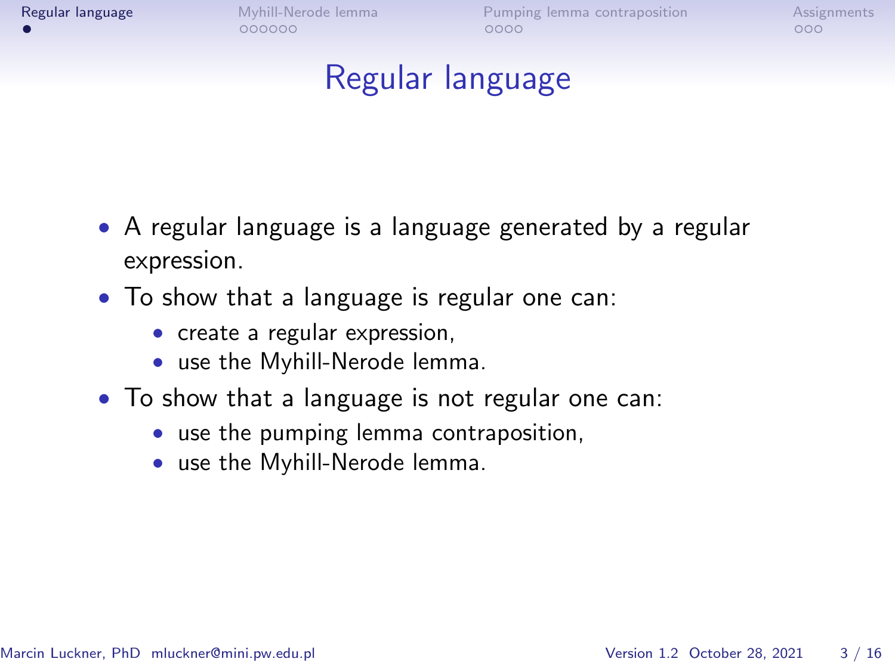# Regular language

- A regular language is a language generated by a regular expression.
- To show that a language is regular one can:
  - create a regular expression,
  - use the Myhill-Nerode lemma.
- To show that a language is not regular one can:
  - use the pumping lemma contraposition,
  - use the Myhill-Nerode lemma.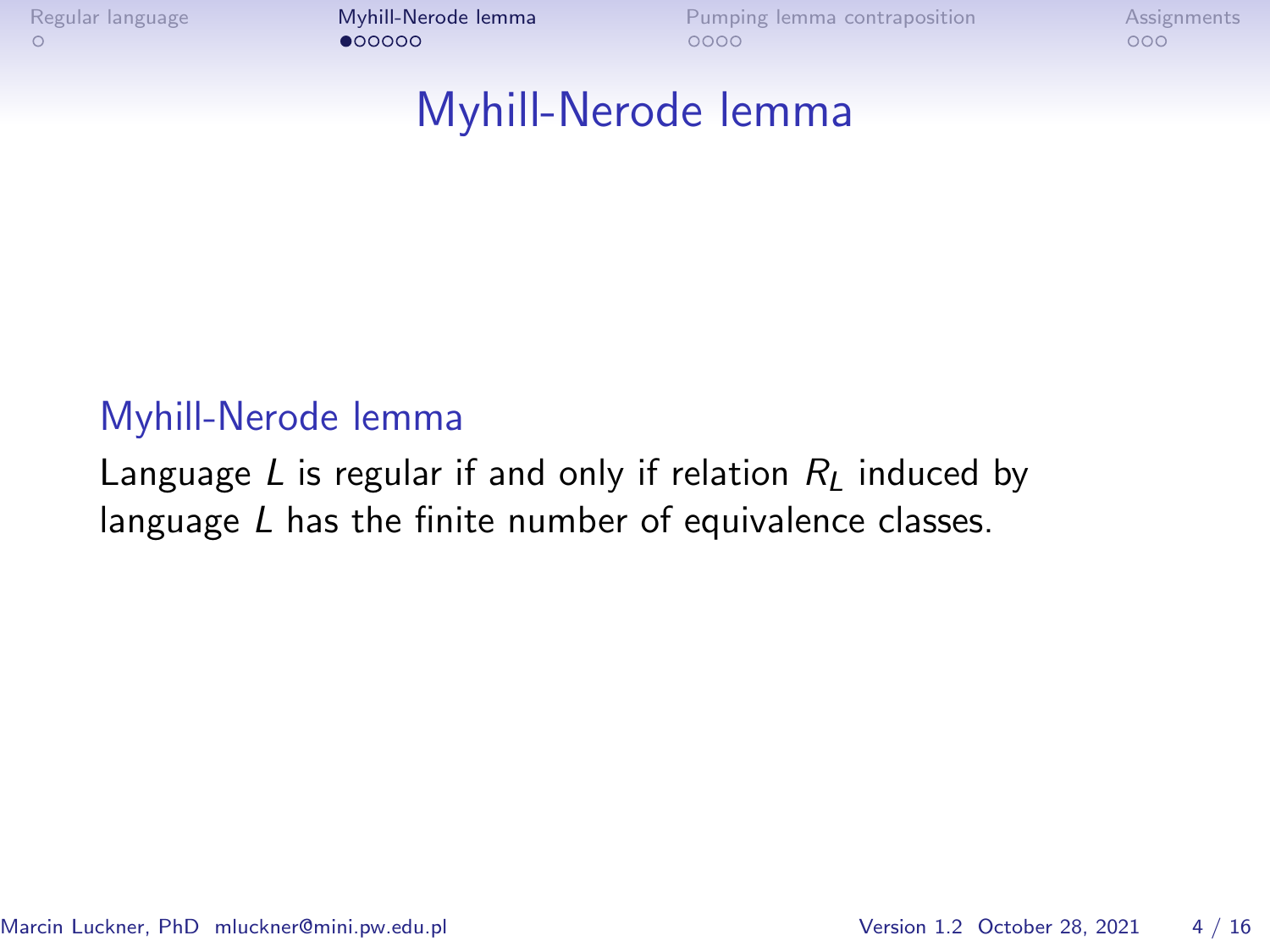# Myhill-Nerode lemma

### Myhill-Nerode lemma

Language $L$ is regular if and only if relation $R_L$ induced by language $L$ has the finite number of equivalence classes.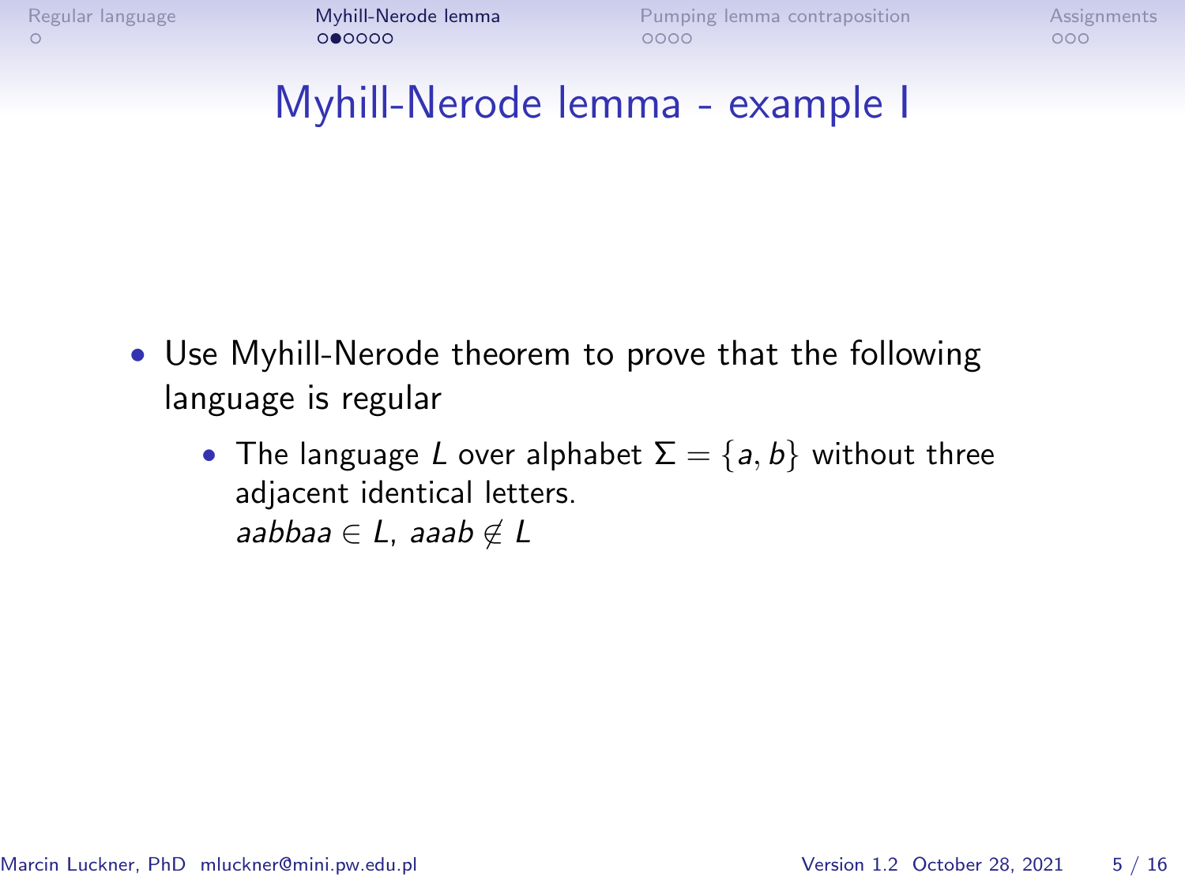# Myhill-Nerode lemma - example I

- Use Myhill-Nerode theorem to prove that the following language is regular
  - The language $L$ over alphabet $\Sigma = \{a, b\}$ without three adjacent identical letters.
    $aabbaa \in L$, $aaab \notin L$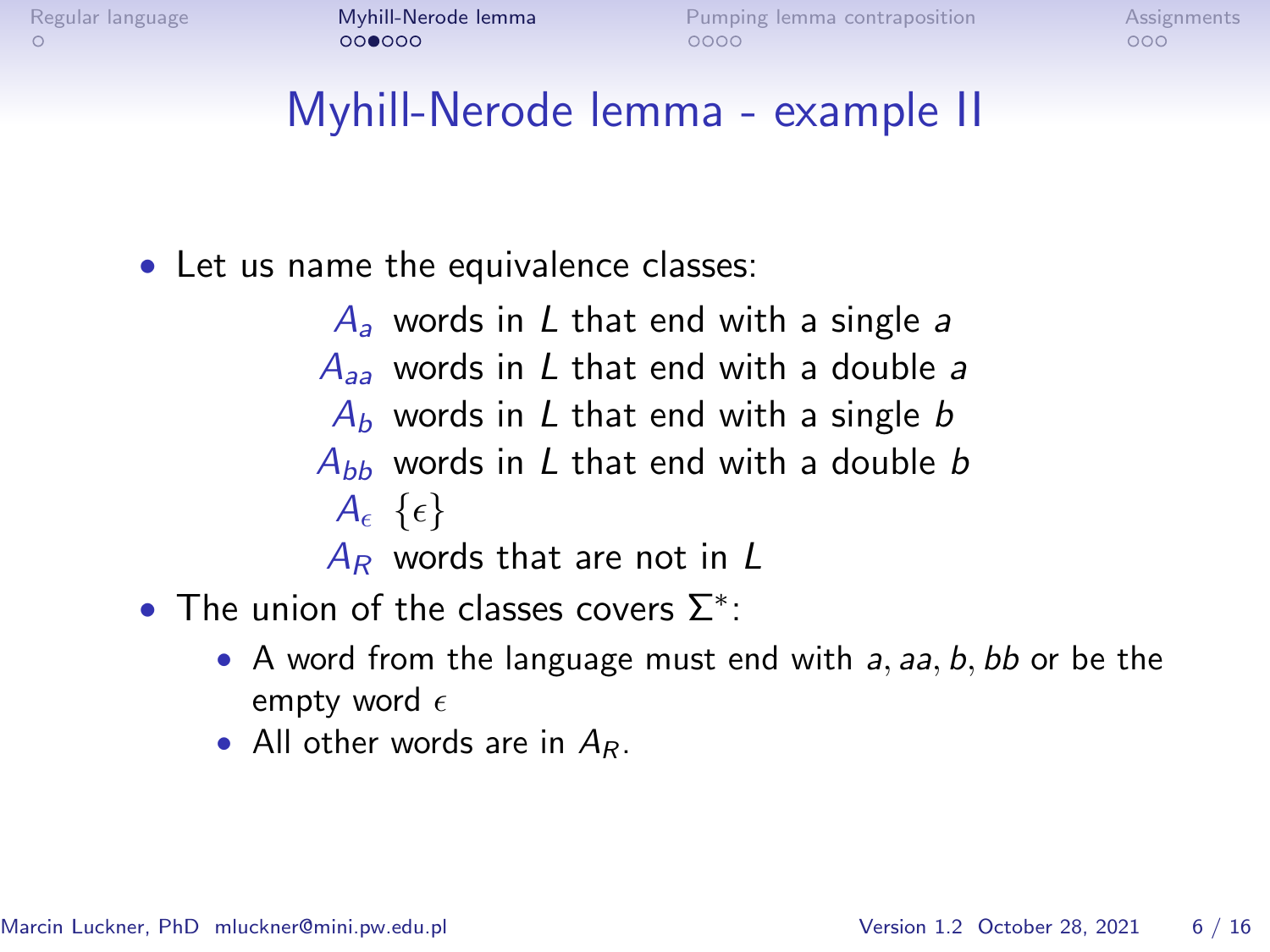# Myhill-Nerode lemma - example II

- Let us name the equivalence classes:

  $A_a$ words in $L$ that end with a single $a$

  $A_{aa}$ words in $L$ that end with a double $a$

  $A_b$ words in $L$ that end with a single $b$

  $A_{bb}$ words in $L$ that end with a double $b$

  $A_\epsilon$ $\{\epsilon\}$

  $A_R$ words that are not in $L$

- The union of the classes covers $\Sigma^*$:
  - A word from the language must end with $a, aa, b, bb$ or be the empty word $\epsilon$
  - All other words are in $A_R$.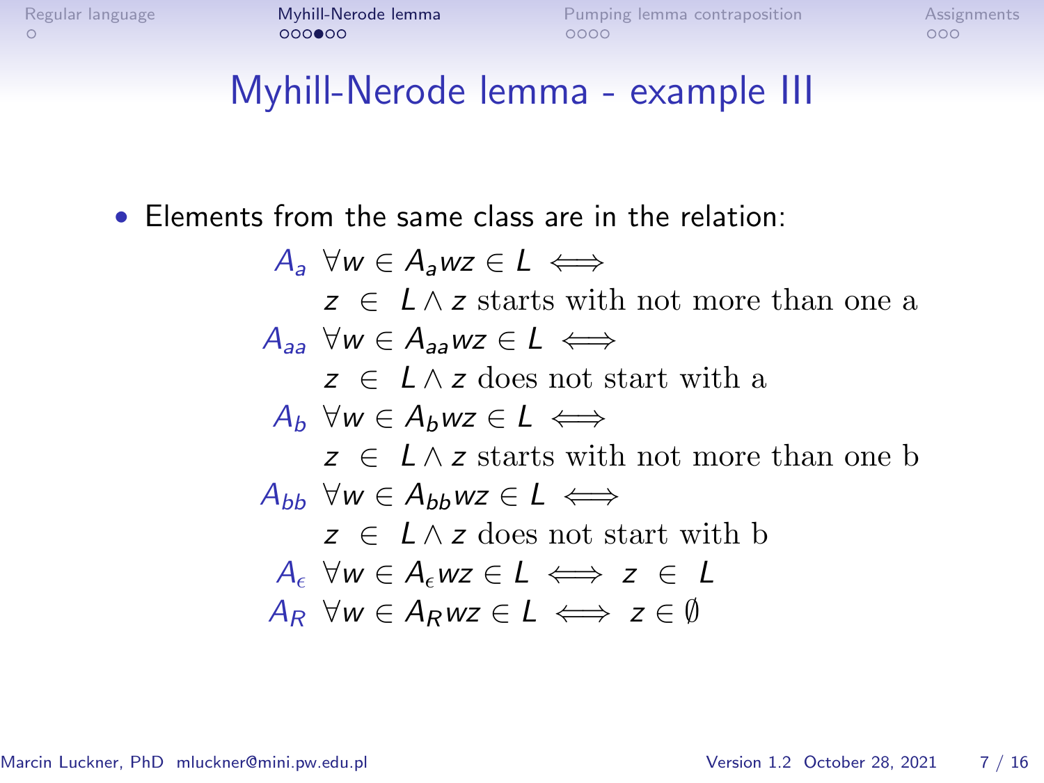# Myhill-Nerode lemma - example III

- Elements from the same class are in the relation:

$A_a$ $\forall w \in A_a wz \in L \iff$
$z \in L \land z$ starts with not more than one a

$A_{aa}$ $\forall w \in A_{aa} wz \in L \iff$
$z \in L \land z$ does not start with a

$A_b$ $\forall w \in A_b wz \in L \iff$
$z \in L \land z$ starts with not more than one b

$A_{bb}$ $\forall w \in A_{bb} wz \in L \iff$
$z \in L \land z$ does not start with b

$A_\epsilon$ $\forall w \in A_\epsilon wz \in L \iff z \in L$

$A_R$ $\forall w \in A_R wz \in L \iff z \in \emptyset$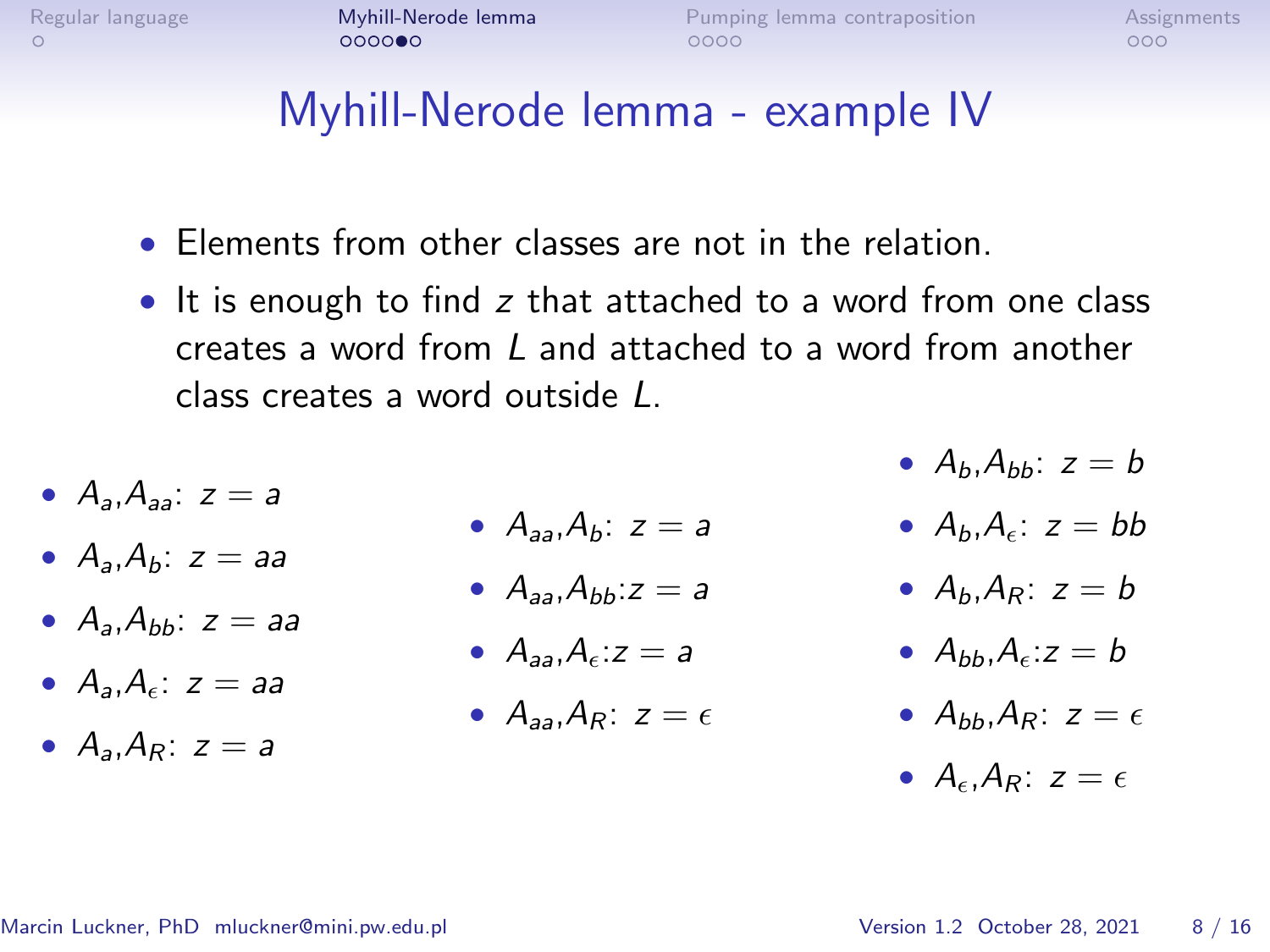# Myhill-Nerode lemma - example IV

- Elements from other classes are not in the relation.
- It is enough to find $z$ that attached to a word from one class creates a word from $L$ and attached to a word from another class creates a word outside $L$.

- $A_a$,$A_{aa}$: $z = a$
- $A_a$,$A_b$: $z = aa$
- $A_a$,$A_{bb}$: $z = aa$
- $A_a$,$A_\epsilon$: $z = aa$
- $A_a$,$A_R$: $z = a$

- $A_{aa}$,$A_b$: $z = a$
- $A_{aa}$,$A_{bb}$:$z = a$
- $A_{aa}$,$A_\epsilon$:$z = a$
- $A_{aa}$,$A_R$: $z = \epsilon$

- $A_b$,$A_{bb}$: $z = b$
- $A_b$,$A_\epsilon$: $z = bb$
- $A_b$,$A_R$: $z = b$
- $A_{bb}$,$A_\epsilon$:$z = b$
- $A_{bb}$,$A_R$: $z = \epsilon$
- $A_\epsilon$,$A_R$: $z = \epsilon$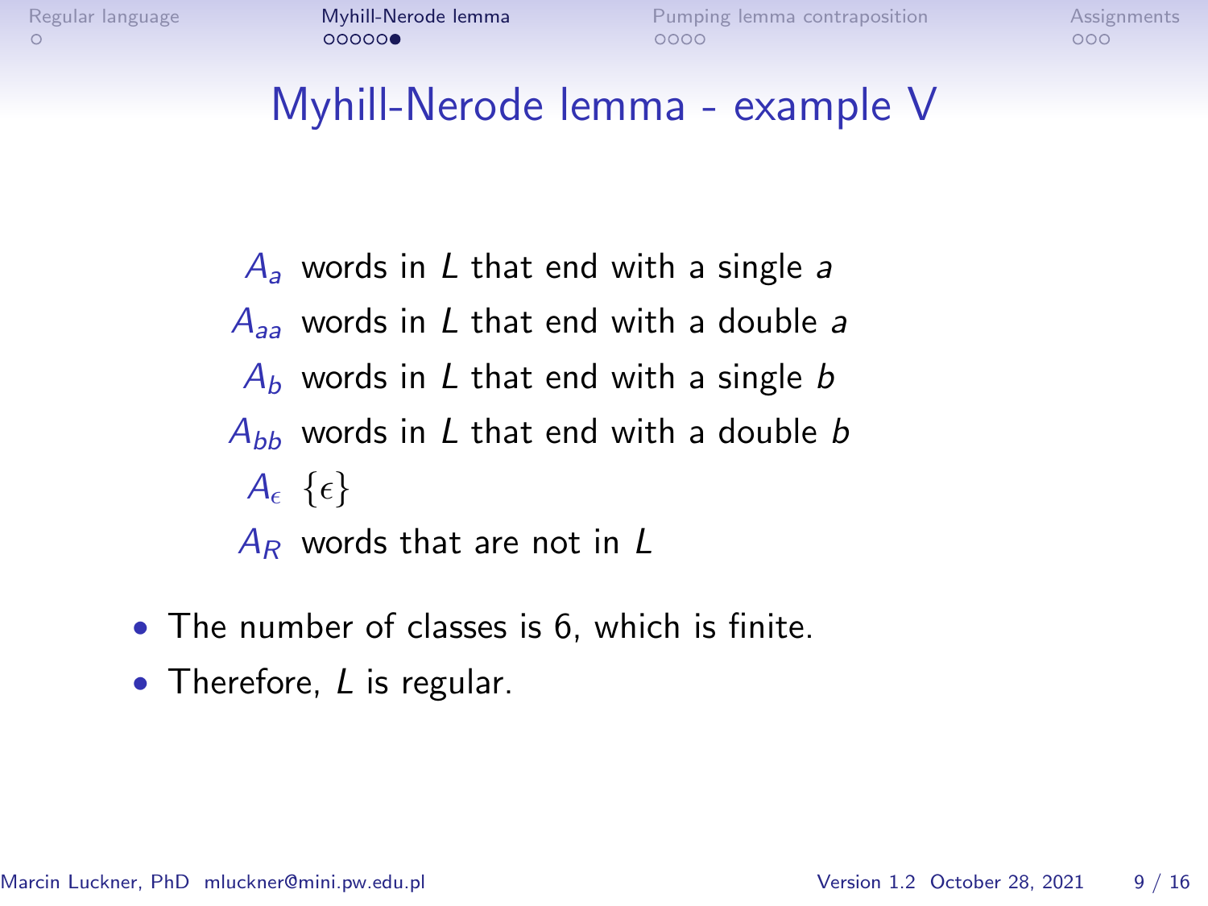# Myhill-Nerode lemma - example V

$A_a$ words in $L$ that end with a single $a$

$A_{aa}$ words in $L$ that end with a double $a$

$A_b$ words in $L$ that end with a single $b$

$A_{bb}$ words in $L$ that end with a double $b$

$A_\epsilon$ $\{\epsilon\}$

$A_R$ words that are not in $L$

- The number of classes is 6, which is finite.
- Therefore, $L$ is regular.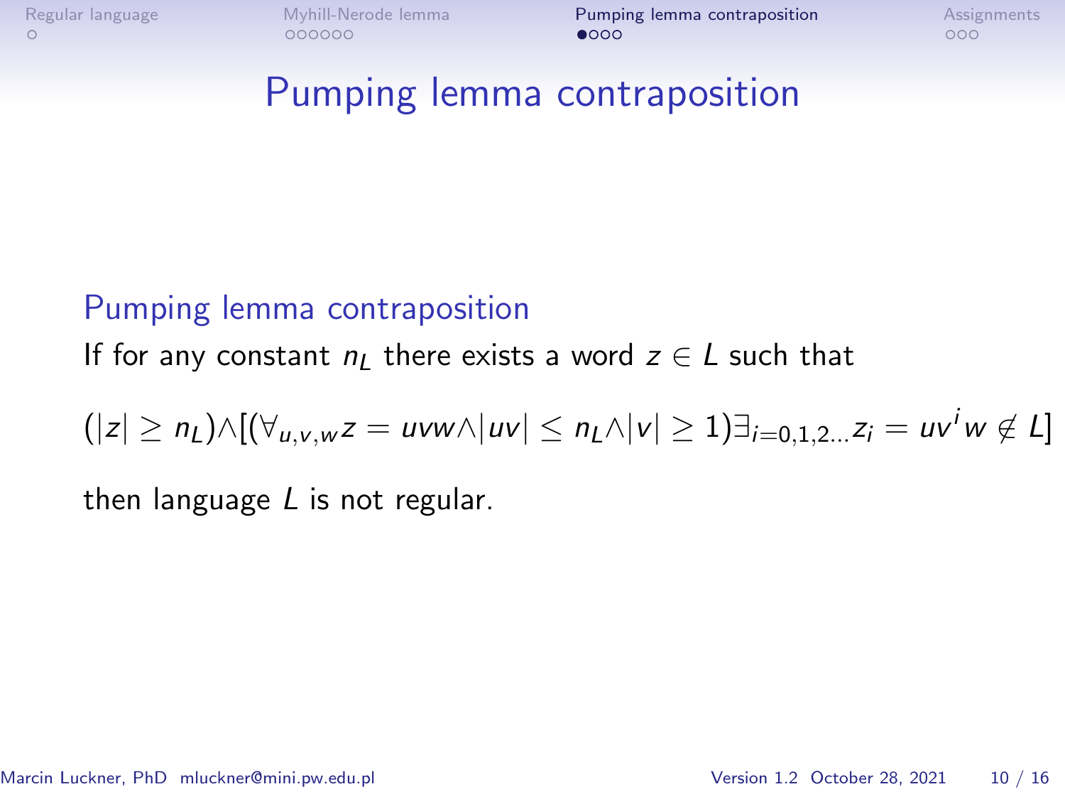# Pumping lemma contraposition

## Pumping lemma contraposition

If for any constant $n_L$ there exists a word $z \in L$ such that

$$(|z| \geq n_L) \wedge [(\forall_{u,v,w} z = uvw \wedge |uv| \leq n_L \wedge |v| \geq 1) \exists_{i=0,1,2\ldots} z_i = uv^i w \notin L]$$

then language $L$ is not regular.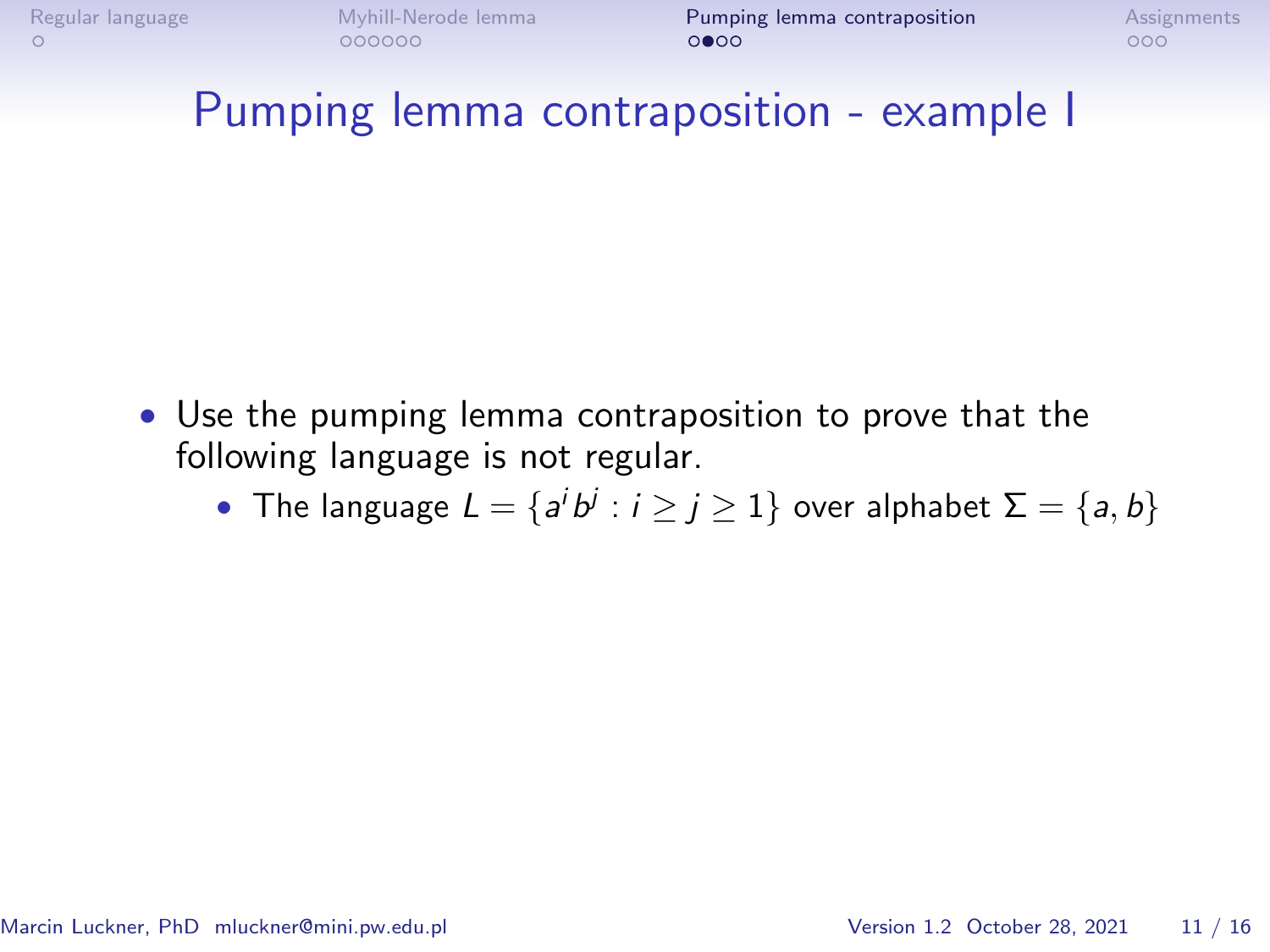# Pumping lemma contraposition - example I

- Use the pumping lemma contraposition to prove that the following language is not regular.
  - The language $L = \{a^i b^j : i \geq j \geq 1\}$ over alphabet $\Sigma = \{a, b\}$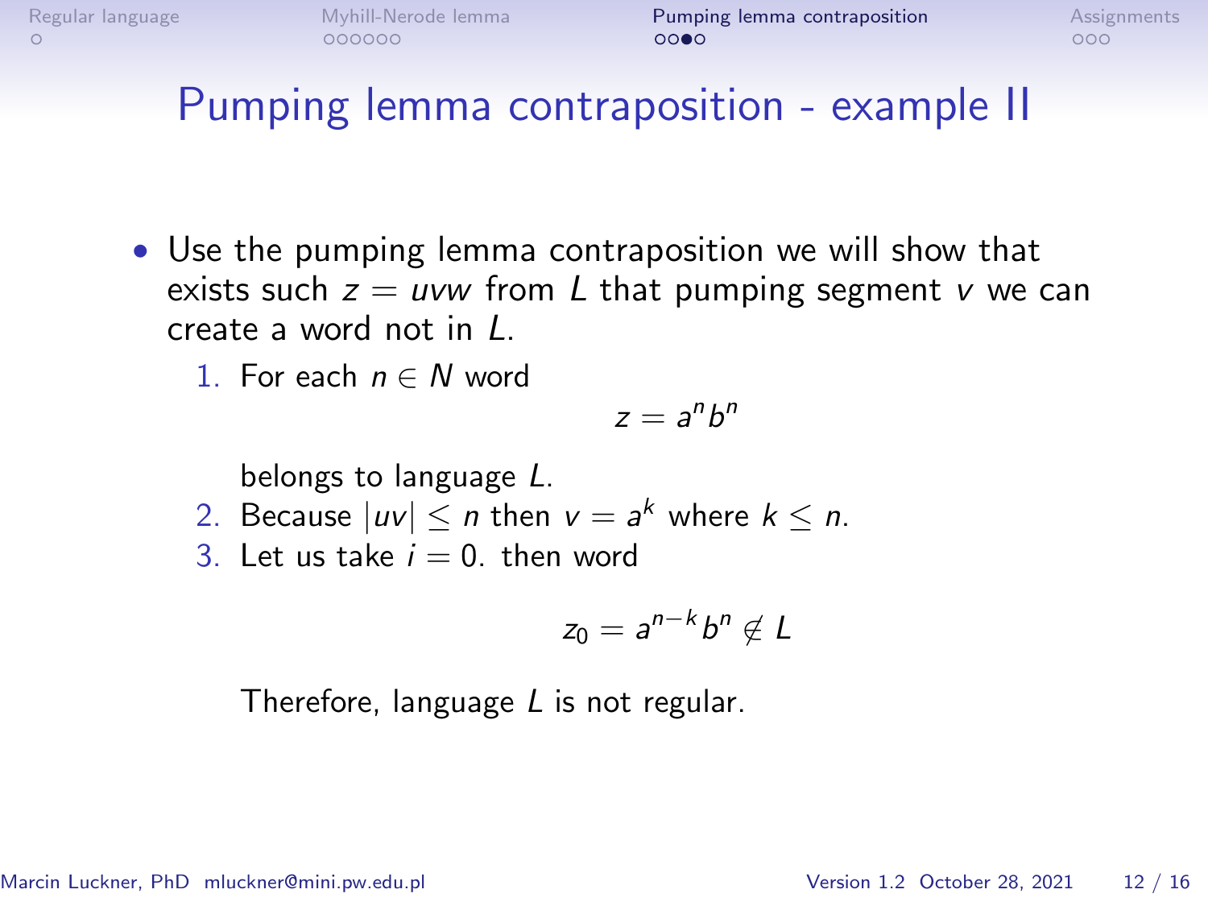# Pumping lemma contraposition - example II

- Use the pumping lemma contraposition we will show that exists such $z = uvw$ from $L$ that pumping segment $v$ we can create a word not in $L$.

  1. For each $n \in N$ word

     $$z = a^n b^n$$

     belongs to language $L$.
  2. Because $|uv| \leq n$ then $v = a^k$ where $k \leq n$.
  3. Let us take $i = 0$. then word

     $$z_0 = a^{n-k} b^n \notin L$$

     Therefore, language $L$ is not regular.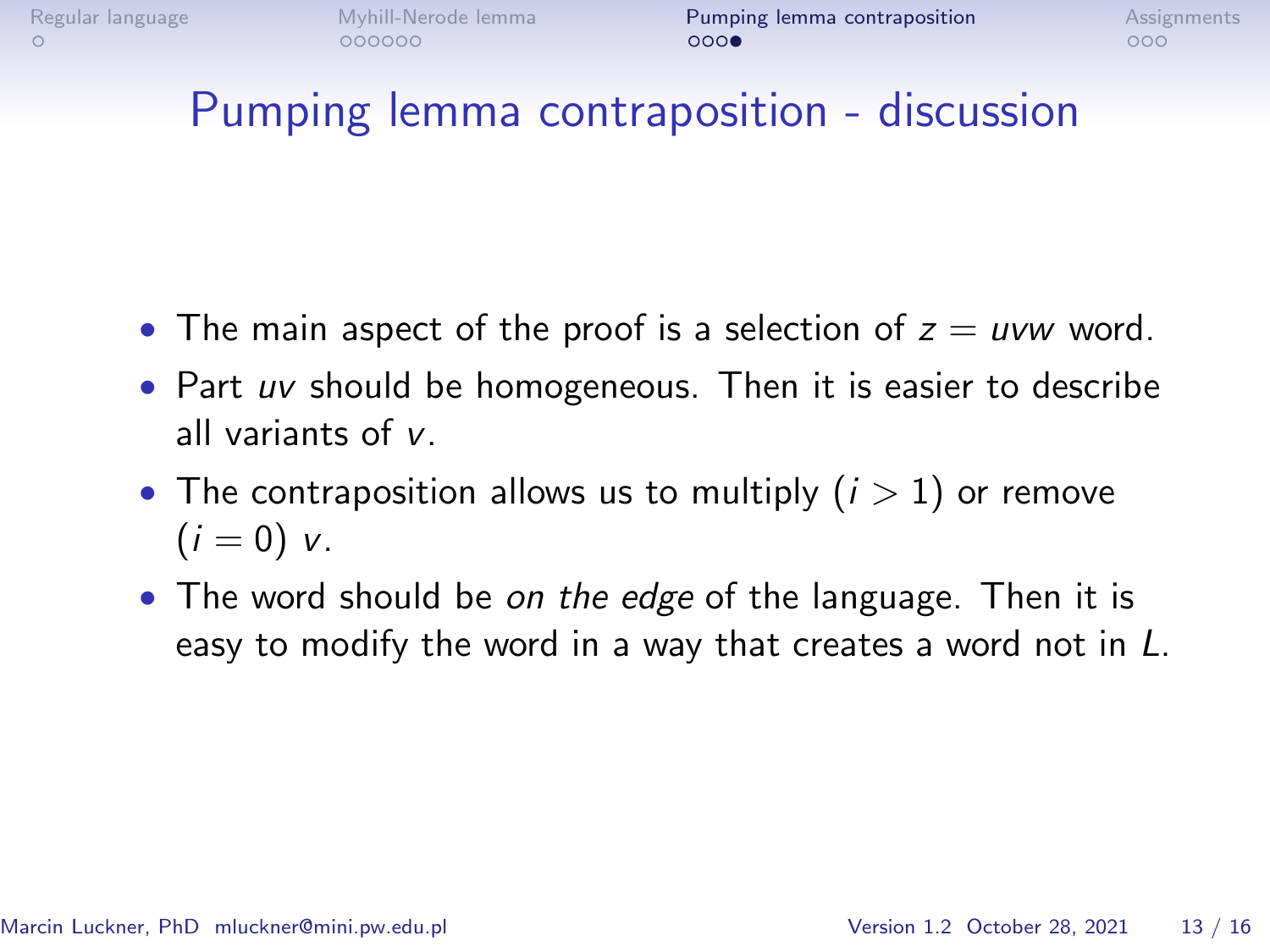# Pumping lemma contraposition - discussion

- The main aspect of the proof is a selection of $z = uvw$ word.
- Part $uv$ should be homogeneous. Then it is easier to describe all variants of $v$.
- The contraposition allows us to multiply $(i > 1)$ or remove $(i = 0)$ $v$.
- The word should be *on the edge* of the language. Then it is easy to modify the word in a way that creates a word not in $L$.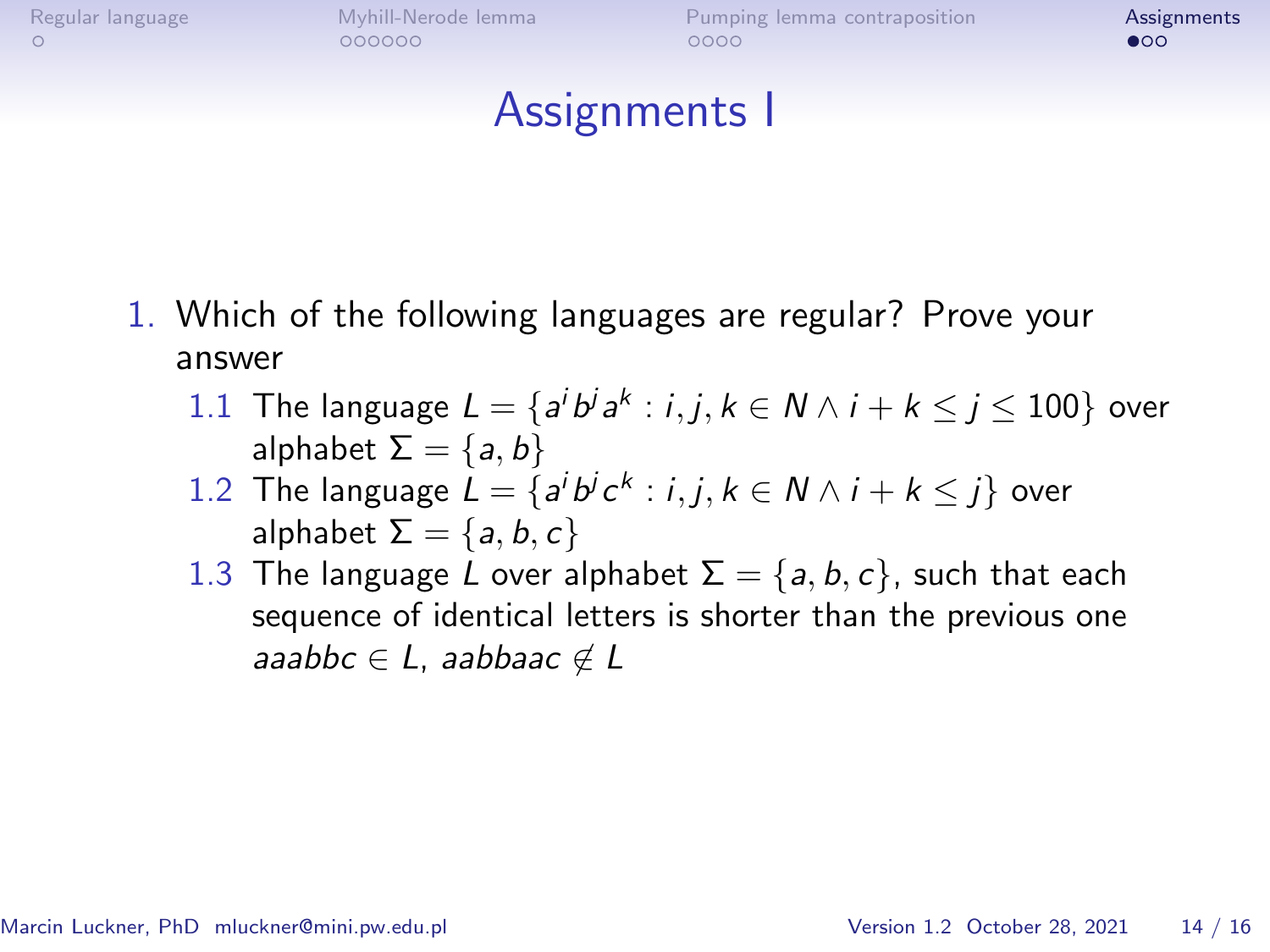# Assignments I

1. Which of the following languages are regular? Prove your answer
   1.1 The language $L = \{a^i b^j a^k : i, j, k \in N \wedge i + k \leq j \leq 100\}$ over alphabet $\Sigma = \{a, b\}$
   1.2 The language $L = \{a^i b^j c^k : i, j, k \in N \wedge i + k \leq j\}$ over alphabet $\Sigma = \{a, b, c\}$
   1.3 The language $L$ over alphabet $\Sigma = \{a, b, c\}$, such that each sequence of identical letters is shorter than the previous one $aaabbc \in L$, $aabbaac \notin L$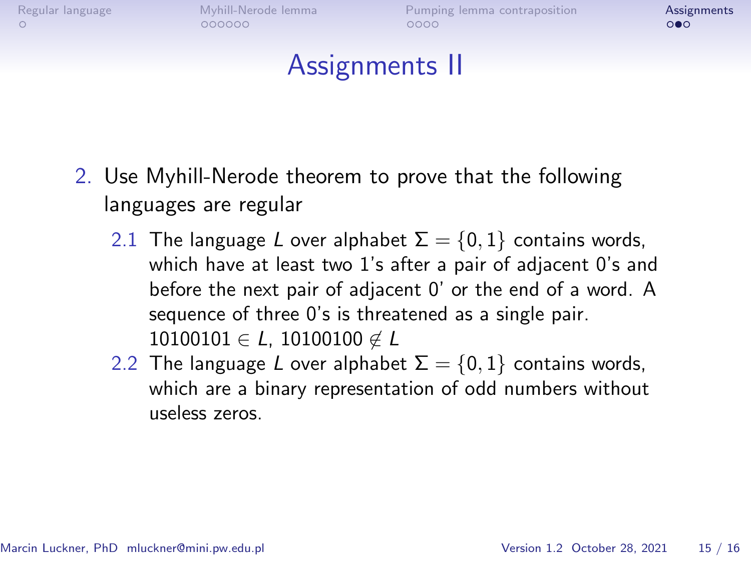# Assignments II

2. Use Myhill-Nerode theorem to prove that the following languages are regular

   2.1 The language $L$ over alphabet $\Sigma = \{0, 1\}$ contains words, which have at least two 1's after a pair of adjacent 0's and before the next pair of adjacent 0' or the end of a word. A sequence of three 0's is threatened as a single pair. $10100101 \in L$, $10100100 \notin L$

   2.2 The language $L$ over alphabet $\Sigma = \{0, 1\}$ contains words, which are a binary representation of odd numbers without useless zeros.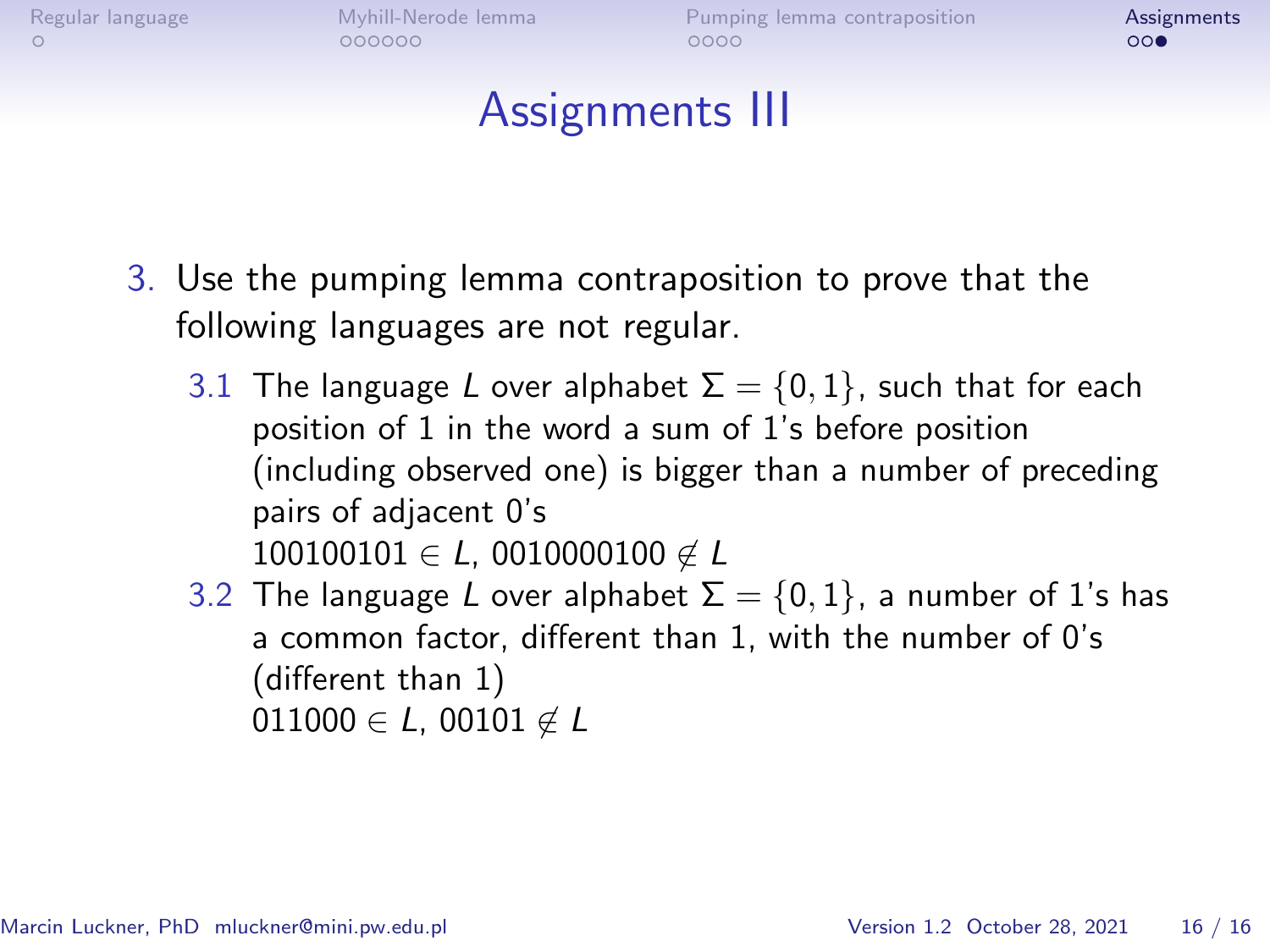# Assignments III

3. Use the pumping lemma contraposition to prove that the following languages are not regular.

   3.1 The language $L$ over alphabet $\Sigma = \{0, 1\}$, such that for each position of 1 in the word a sum of 1's before position (including observed one) is bigger than a number of preceding pairs of adjacent 0's
   $100100101 \in L$, $0010000100 \notin L$

   3.2 The language $L$ over alphabet $\Sigma = \{0, 1\}$, a number of 1's has a common factor, different than 1, with the number of 0's (different than 1)
   $011000 \in L$, $00101 \notin L$